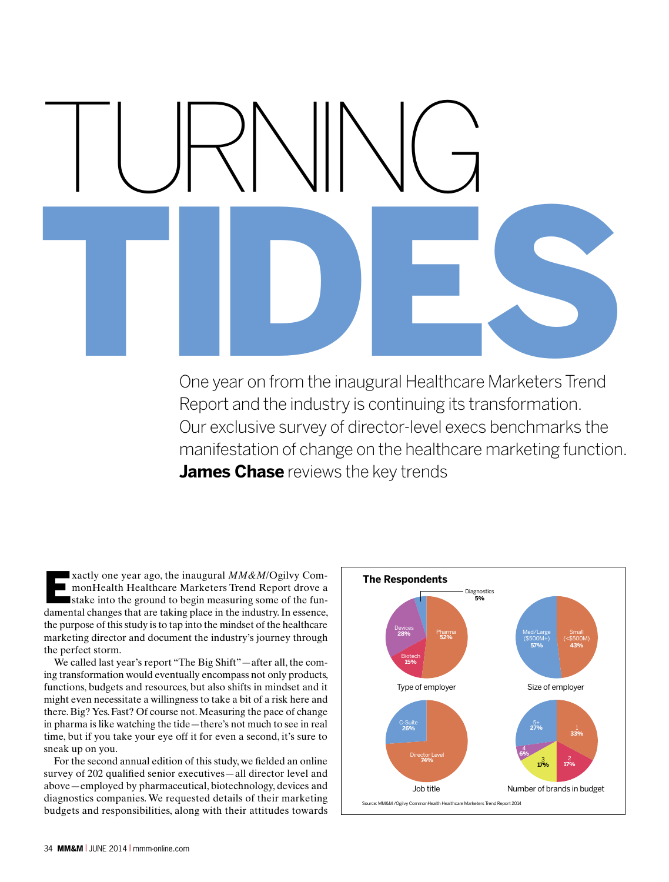# TURNING TIDES

One year on from the inaugural Healthcare Marketers Trend Report and the industry is continuing its transformation. Our exclusive survey of director-level execs benchmarks the manifestation of change on the healthcare marketing function. **James Chase** reviews the key trends

Exactly one year ago, the inaugural *MM&M*/Ogilvy CommonHealth Healthcare Marketers Trend Report drove a stake into the ground to begin measuring some of the fundamental changes that are taking place in the industry. In essence, the purpose of this study is to tap into the mindset of the healthcare marketing director and document the industry's journey through the perfect storm.

We called last year's report "The Big Shift"—after all, the coming transformation would eventually encompass not only products, functions, budgets and resources, but also shifts in mindset and it might even necessitate a willingness to take a bit of a risk here and there. Big? Yes. Fast? Of course not. Measuring the pace of change in pharma is like watching the tide—there's not much to see in real time, but if you take your eye off it for even a second, it's sure to sneak up on you.

For the second annual edition of this study, we fielded an online survey of 202 qualified senior executives—all director level and above—employed by pharmaceutical, biotechnology, devices and diagnostics companies. We requested details of their marketing budgets and responsibilities, along with their attitudes towards

**The Respondents**

Type of employer

| Type | % |
|---|---|
| Pharma | 52% |
| Devices | 28% |
| Biotech | 15% |
| Diagnostics | 5% |

Size of employer

| Size | % |
|---|---|
| Med/Large ($500M+) | 57% |
| Small (<$500M) | 43% |

Job title

| Title | % |
|---|---|
| Director Level | 74% |
| C-Suite | 26% |

Number of brands in budget

| Brands | % |
|---|---|
| 1 | 33% |
| 2 | 17% |
| 3 | 17% |
| 4 | 6% |
| 5+ | 27% |

Source: MM&M /Ogilvy CommonHealth Healthcare Marketers Trend Report 2014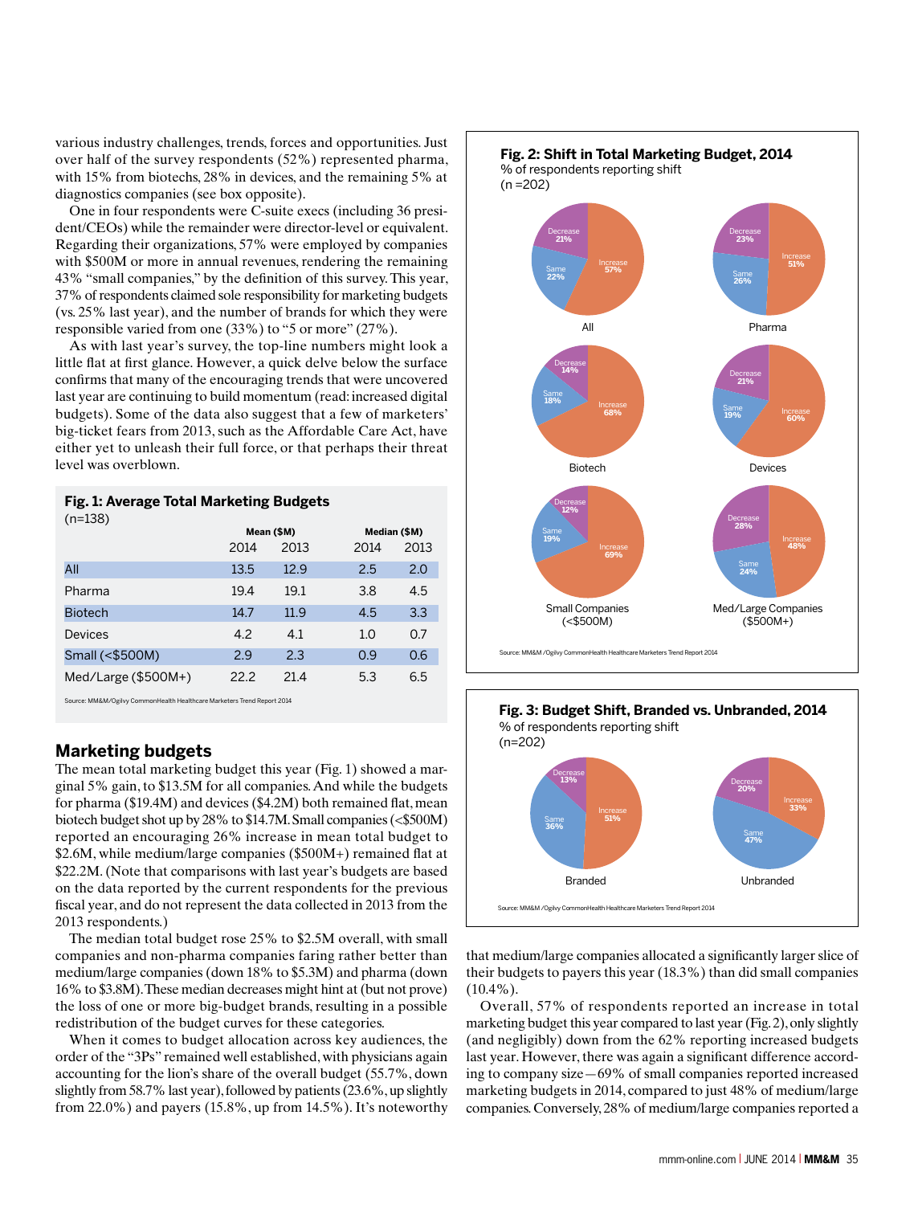various industry challenges, trends, forces and opportunities. Just over half of the survey respondents (52%) represented pharma, with 15% from biotechs, 28% in devices, and the remaining 5% at diagnostics companies (see box opposite).

One in four respondents were C-suite execs (including 36 president/CEOs) while the remainder were director-level or equivalent. Regarding their organizations, 57% were employed by companies with $500M or more in annual revenues, rendering the remaining 43% "small companies," by the definition of this survey. This year, 37% of respondents claimed sole responsibility for marketing budgets (vs. 25% last year), and the number of brands for which they were responsible varied from one (33%) to "5 or more" (27%).

As with last year's survey, the top-line numbers might look a little flat at first glance. However, a quick delve below the surface confirms that many of the encouraging trends that were uncovered last year are continuing to build momentum (read: increased digital budgets). Some of the data also suggest that a few of marketers' big-ticket fears from 2013, such as the Affordable Care Act, have either yet to unleash their full force, or that perhaps their threat level was overblown.

**Fig. 1: Average Total Marketing Budgets**
(n=138)

| | Mean ($M) | | Median ($M) | |
|---|---|---|---|---|
| | 2014 | 2013 | 2014 | 2013 |
| All | 13.5 | 12.9 | 2.5 | 2.0 |
| Pharma | 19.4 | 19.1 | 3.8 | 4.5 |
| Biotech | 14.7 | 11.9 | 4.5 | 3.3 |
| Devices | 4.2 | 4.1 | 1.0 | 0.7 |
| Small (<$500M) | 2.9 | 2.3 | 0.9 | 0.6 |
| Med/Large ($500M+) | 22.2 | 21.4 | 5.3 | 6.5 |

Source: MM&M/Ogilvy CommonHealth Healthcare Marketers Trend Report 2014

## Marketing budgets

The mean total marketing budget this year (Fig. 1) showed a marginal 5% gain, to $13.5M for all companies. And while the budgets for pharma ($19.4M) and devices ($4.2M) both remained flat, mean biotech budget shot up by 28% to $14.7M. Small companies (<$500M) reported an encouraging 26% increase in mean total budget to $2.6M, while medium/large companies ($500M+) remained flat at $22.2M. (Note that comparisons with last year's budgets are based on the data reported by the current respondents for the previous fiscal year, and do not represent the data collected in 2013 from the 2013 respondents.)

The median total budget rose 25% to $2.5M overall, with small companies and non-pharma companies faring rather better than medium/large companies (down 18% to $5.3M) and pharma (down 16% to $3.8M). These median decreases might hint at (but not prove) the loss of one or more big-budget brands, resulting in a possible redistribution of the budget curves for these categories.

When it comes to budget allocation across key audiences, the order of the "3Ps" remained well established, with physicians again accounting for the lion's share of the overall budget (55.7%, down slightly from 58.7% last year), followed by patients (23.6%, up slightly from 22.0%) and payers (15.8%, up from 14.5%). It's noteworthy that medium/large companies allocated a significantly larger slice of their budgets to payers this year (18.3%) than did small companies (10.4%).

Overall, 57% of respondents reported an increase in total marketing budget this year compared to last year (Fig. 2), only slightly (and negligibly) down from the 62% reporting increased budgets last year. However, there was again a significant difference according to company size—69% of small companies reported increased marketing budgets in 2014, compared to just 48% of medium/large companies. Conversely, 28% of medium/large companies reported a

**Fig. 2: Shift in Total Marketing Budget, 2014**
% of respondents reporting shift
(n =202)

| | Increase | Same | Decrease |
|---|---|---|---|
| All | 57% | 22% | 21% |
| Pharma | 51% | 26% | 23% |
| Biotech | 68% | 18% | 14% |
| Devices | 60% | 19% | 21% |
| Small Companies (<$500M) | 69% | 19% | 12% |
| Med/Large Companies ($500M+) | 48% | 24% | 28% |

Source: MM&M /Ogilvy CommonHealth Healthcare Marketers Trend Report 2014

**Fig. 3: Budget Shift, Branded vs. Unbranded, 2014**
% of respondents reporting shift
(n=202)

| | Increase | Same | Decrease |
|---|---|---|---|
| Branded | 51% | 36% | 13% |
| Unbranded | 33% | 47% | 20% |

Source: MM&M /Ogilvy CommonHealth Healthcare Marketers Trend Report 2014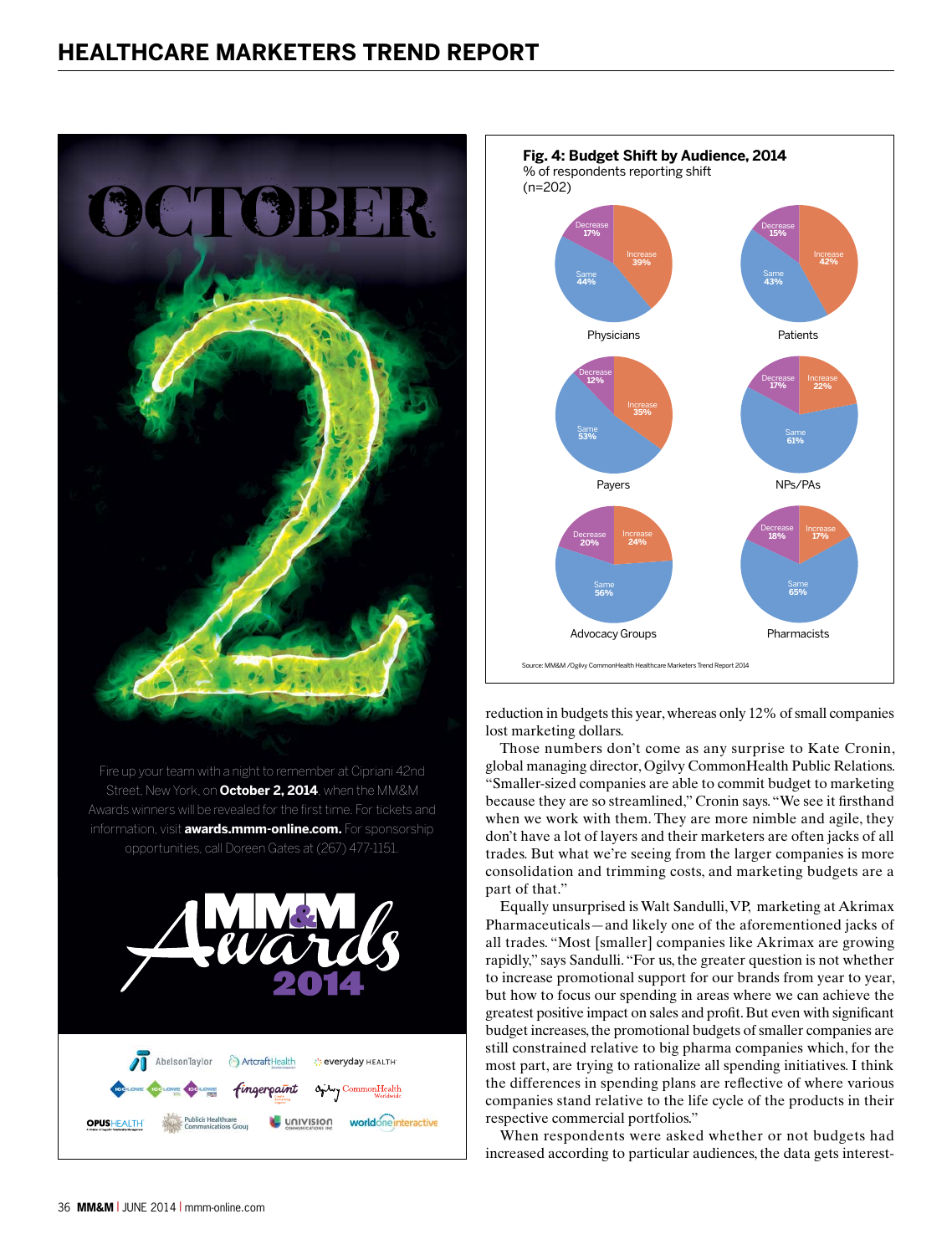**Fig. 4: Budget Shift by Audience, 2014**
% of respondents reporting shift
(n=202)

| Audience | Increase | Same | Decrease |
|---|---|---|---|
| Physicians | 39% | 44% | 17% |
| Patients | 42% | 43% | 15% |
| Payers | 35% | 53% | 12% |
| NPs/PAs | 22% | 61% | 17% |
| Advocacy Groups | 24% | 56% | 20% |
| Pharmacists | 17% | 65% | 18% |

Source: MM&M /Ogilvy CommonHealth Healthcare Marketers Trend Report 2014

reduction in budgets this year, whereas only 12% of small companies lost marketing dollars.

Those numbers don't come as any surprise to Kate Cronin, global managing director, Ogilvy CommonHealth Public Relations. "Smaller-sized companies are able to commit budget to marketing because they are so streamlined," Cronin says. "We see it firsthand when we work with them. They are more nimble and agile, they don't have a lot of layers and their marketers are often jacks of all trades. But what we're seeing from the larger companies is more consolidation and trimming costs, and marketing budgets are a part of that."

Equally unsurprised is Walt Sandulli, VP, marketing at Akrimax Pharmaceuticals—and likely one of the aforementioned jacks of all trades. "Most [smaller] companies like Akrimax are growing rapidly," says Sandulli. "For us, the greater question is not whether to increase promotional support for our brands from year to year, but how to focus our spending in areas where we can achieve the greatest positive impact on sales and profit. But even with significant budget increases, the promotional budgets of smaller companies are still constrained relative to big pharma companies which, for the most part, are trying to rationalize all spending initiatives. I think the differences in spending plans are reflective of where various companies stand relative to the life cycle of the products in their respective commercial portfolios."

When respondents were asked whether or not budgets had increased according to particular audiences, the data gets interest-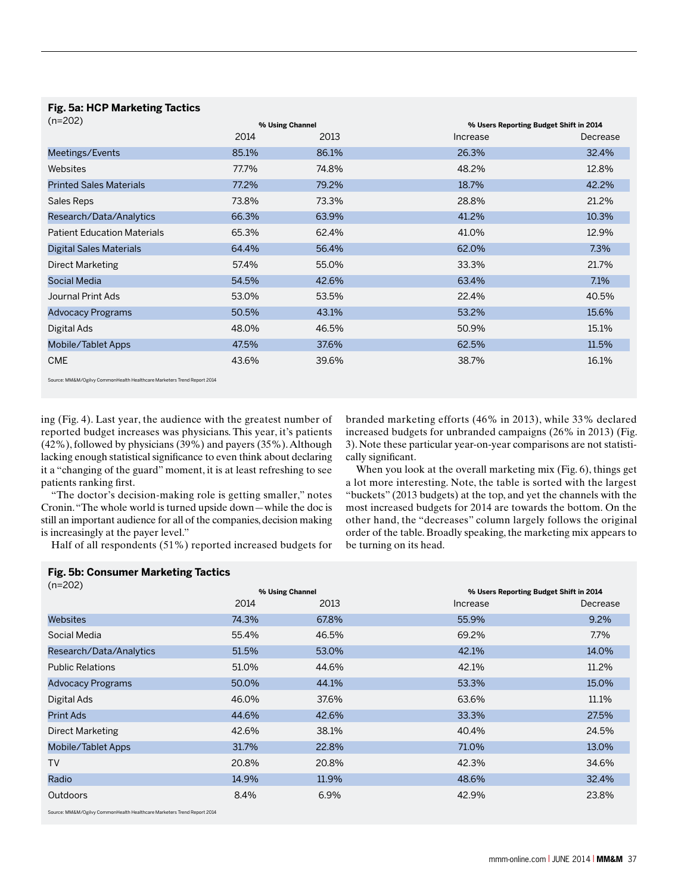### Fig. 5a: HCP Marketing Tactics

(n=202)

| | % Using Channel | | % Users Reporting Budget Shift in 2014 | |
|---|---|---|---|---|
| | 2014 | 2013 | Increase | Decrease |
| Meetings/Events | 85.1% | 86.1% | 26.3% | 32.4% |
| Websites | 77.7% | 74.8% | 48.2% | 12.8% |
| Printed Sales Materials | 77.2% | 79.2% | 18.7% | 42.2% |
| Sales Reps | 73.8% | 73.3% | 28.8% | 21.2% |
| Research/Data/Analytics | 66.3% | 63.9% | 41.2% | 10.3% |
| Patient Education Materials | 65.3% | 62.4% | 41.0% | 12.9% |
| Digital Sales Materials | 64.4% | 56.4% | 62.0% | 7.3% |
| Direct Marketing | 57.4% | 55.0% | 33.3% | 21.7% |
| Social Media | 54.5% | 42.6% | 63.4% | 7.1% |
| Journal Print Ads | 53.0% | 53.5% | 22.4% | 40.5% |
| Advocacy Programs | 50.5% | 43.1% | 53.2% | 15.6% |
| Digital Ads | 48.0% | 46.5% | 50.9% | 15.1% |
| Mobile/Tablet Apps | 47.5% | 37.6% | 62.5% | 11.5% |
| CME | 43.6% | 39.6% | 38.7% | 16.1% |

Source: MM&M/Ogilvy CommonHealth Healthcare Marketers Trend Report 2014

ing (Fig. 4). Last year, the audience with the greatest number of reported budget increases was physicians. This year, it's patients (42%), followed by physicians (39%) and payers (35%). Although lacking enough statistical significance to even think about declaring it a "changing of the guard" moment, it is at least refreshing to see patients ranking first.

"The doctor's decision-making role is getting smaller," notes Cronin. "The whole world is turned upside down—while the doc is still an important audience for all of the companies, decision making is increasingly at the payer level."

Half of all respondents (51%) reported increased budgets for branded marketing efforts (46% in 2013), while 33% declared increased budgets for unbranded campaigns (26% in 2013) (Fig. 3). Note these particular year-on-year comparisons are not statistically significant.

When you look at the overall marketing mix (Fig. 6), things get a lot more interesting. Note, the table is sorted with the largest "buckets" (2013 budgets) at the top, and yet the channels with the most increased budgets for 2014 are towards the bottom. On the other hand, the "decreases" column largely follows the original order of the table. Broadly speaking, the marketing mix appears to be turning on its head.

### Fig. 5b: Consumer Marketing Tactics

(n=202)

| | % Using Channel | | % Users Reporting Budget Shift in 2014 | |
|---|---|---|---|---|
| | 2014 | 2013 | Increase | Decrease |
| Websites | 74.3% | 67.8% | 55.9% | 9.2% |
| Social Media | 55.4% | 46.5% | 69.2% | 7.7% |
| Research/Data/Analytics | 51.5% | 53.0% | 42.1% | 14.0% |
| Public Relations | 51.0% | 44.6% | 42.1% | 11.2% |
| Advocacy Programs | 50.0% | 44.1% | 53.3% | 15.0% |
| Digital Ads | 46.0% | 37.6% | 63.6% | 11.1% |
| Print Ads | 44.6% | 42.6% | 33.3% | 27.5% |
| Direct Marketing | 42.6% | 38.1% | 40.4% | 24.5% |
| Mobile/Tablet Apps | 31.7% | 22.8% | 71.0% | 13.0% |
| TV | 20.8% | 20.8% | 42.3% | 34.6% |
| Radio | 14.9% | 11.9% | 48.6% | 32.4% |
| Outdoors | 8.4% | 6.9% | 42.9% | 23.8% |

Source: MM&M/Ogilvy CommonHealth Healthcare Marketers Trend Report 2014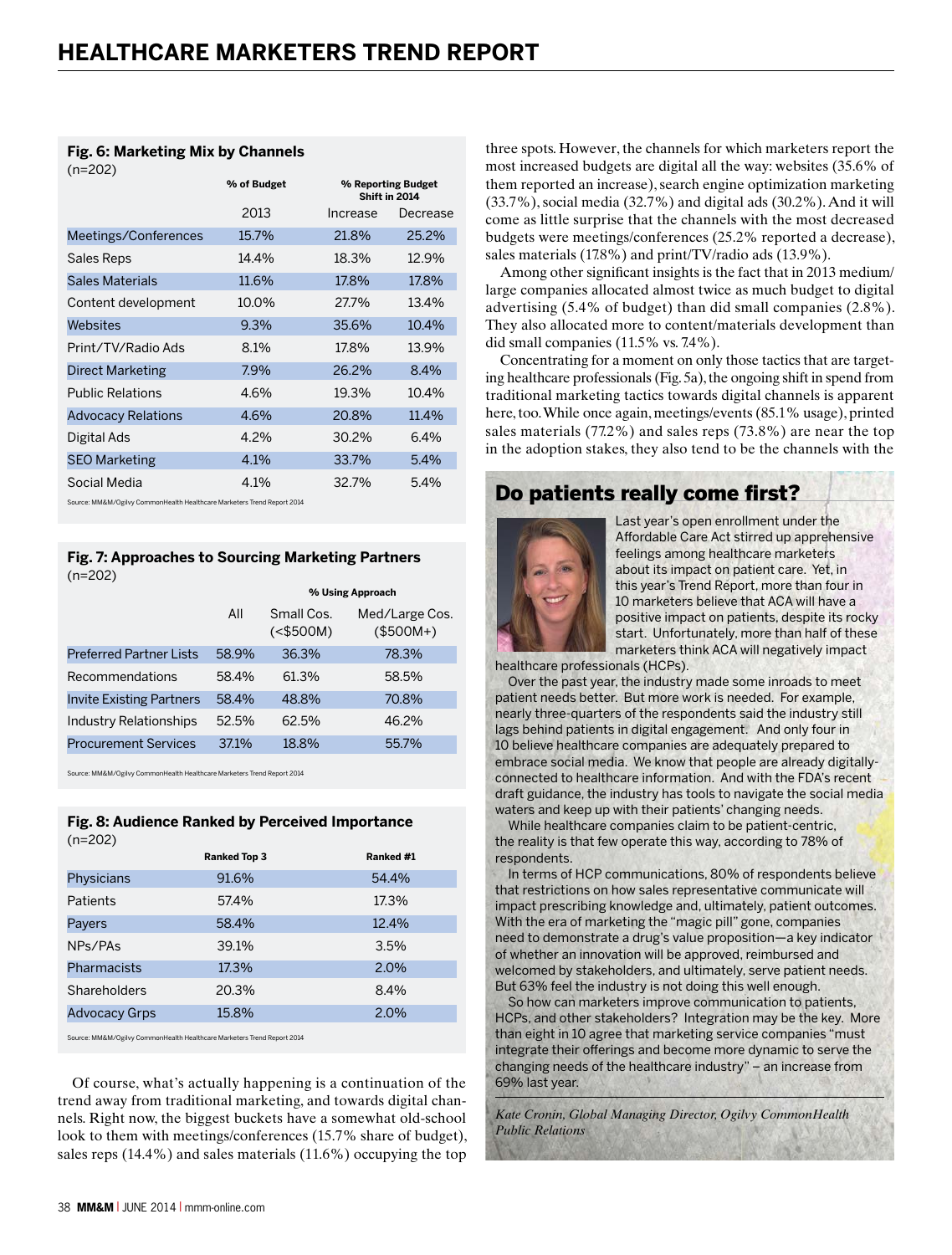### Fig. 6: Marketing Mix by Channels

(n=202)

| | % of Budget | % Reporting Budget Shift in 2014 | |
|---|---|---|---|
| | 2013 | Increase | Decrease |
| Meetings/Conferences | 15.7% | 21.8% | 25.2% |
| Sales Reps | 14.4% | 18.3% | 12.9% |
| Sales Materials | 11.6% | 17.8% | 17.8% |
| Content development | 10.0% | 27.7% | 13.4% |
| Websites | 9.3% | 35.6% | 10.4% |
| Print/TV/Radio Ads | 8.1% | 17.8% | 13.9% |
| Direct Marketing | 7.9% | 26.2% | 8.4% |
| Public Relations | 4.6% | 19.3% | 10.4% |
| Advocacy Relations | 4.6% | 20.8% | 11.4% |
| Digital Ads | 4.2% | 30.2% | 6.4% |
| SEO Marketing | 4.1% | 33.7% | 5.4% |
| Social Media | 4.1% | 32.7% | 5.4% |

Source: MM&M/Ogilvy CommonHealth Healthcare Marketers Trend Report 2014

### Fig. 7: Approaches to Sourcing Marketing Partners

(n=202)

| | % Using Approach | | |
|---|---|---|---|
| | All | Small Cos. (<$500M) | Med/Large Cos. ($500M+) |
| Preferred Partner Lists | 58.9% | 36.3% | 78.3% |
| Recommendations | 58.4% | 61.3% | 58.5% |
| Invite Existing Partners | 58.4% | 48.8% | 70.8% |
| Industry Relationships | 52.5% | 62.5% | 46.2% |
| Procurement Services | 37.1% | 18.8% | 55.7% |

Source: MM&M/Ogilvy CommonHealth Healthcare Marketers Trend Report 2014

### Fig. 8: Audience Ranked by Perceived Importance

(n=202)

| | Ranked Top 3 | Ranked #1 |
|---|---|---|
| Physicians | 91.6% | 54.4% |
| Patients | 57.4% | 17.3% |
| Payers | 58.4% | 12.4% |
| NPs/PAs | 39.1% | 3.5% |
| Pharmacists | 17.3% | 2.0% |
| Shareholders | 20.3% | 8.4% |
| Advocacy Grps | 15.8% | 2.0% |

Source: MM&M/Ogilvy CommonHealth Healthcare Marketers Trend Report 2014

Of course, what's actually happening is a continuation of the trend away from traditional marketing, and towards digital channels. Right now, the biggest buckets have a somewhat old-school look to them with meetings/conferences (15.7% share of budget), sales reps (14.4%) and sales materials (11.6%) occupying the top three spots. However, the channels for which marketers report the most increased budgets are digital all the way: websites (35.6% of them reported an increase), search engine optimization marketing (33.7%), social media (32.7%) and digital ads (30.2%). And it will come as little surprise that the channels with the most decreased budgets were meetings/conferences (25.2% reported a decrease), sales materials (17.8%) and print/TV/radio ads (13.9%).

Among other significant insights is the fact that in 2013 medium/large companies allocated almost twice as much budget to digital advertising (5.4% of budget) than did small companies (2.8%). They also allocated more to content/materials development than did small companies (11.5% vs. 7.4%).

Concentrating for a moment on only those tactics that are targeting healthcare professionals (Fig. 5a), the ongoing shift in spend from traditional marketing tactics towards digital channels is apparent here, too. While once again, meetings/events (85.1% usage), printed sales materials (77.2%) and sales reps (73.8%) are near the top in the adoption stakes, they also tend to be the channels with the

## Do patients really come first?

Last year's open enrollment under the Affordable Care Act stirred up apprehensive feelings among healthcare marketers about its impact on patient care. Yet, in this year's Trend Report, more than four in 10 marketers believe that ACA will have a positive impact on patients, despite its rocky start. Unfortunately, more than half of these marketers think ACA will negatively impact healthcare professionals (HCPs).

Over the past year, the industry made some inroads to meet patient needs better. But more work is needed. For example, nearly three-quarters of the respondents said the industry still lags behind patients in digital engagement. And only four in 10 believe healthcare companies are adequately prepared to embrace social media. We know that people are already digitally-connected to healthcare information. And with the FDA's recent draft guidance, the industry has tools to navigate the social media waters and keep up with their patients' changing needs.

While healthcare companies claim to be patient-centric, the reality is that few operate this way, according to 78% of respondents.

In terms of HCP communications, 80% of respondents believe that restrictions on how sales representative communicate will impact prescribing knowledge and, ultimately, patient outcomes. With the era of marketing the "magic pill" gone, companies need to demonstrate a drug's value proposition—a key indicator of whether an innovation will be approved, reimbursed and welcomed by stakeholders, and ultimately, serve patient needs. But 63% feel the industry is not doing this well enough.

So how can marketers improve communication to patients, HCPs, and other stakeholders? Integration may be the key. More than eight in 10 agree that marketing service companies "must integrate their offerings and become more dynamic to serve the changing needs of the healthcare industry" – an increase from 69% last year.

*Kate Cronin, Global Managing Director, Ogilvy CommonHealth Public Relations*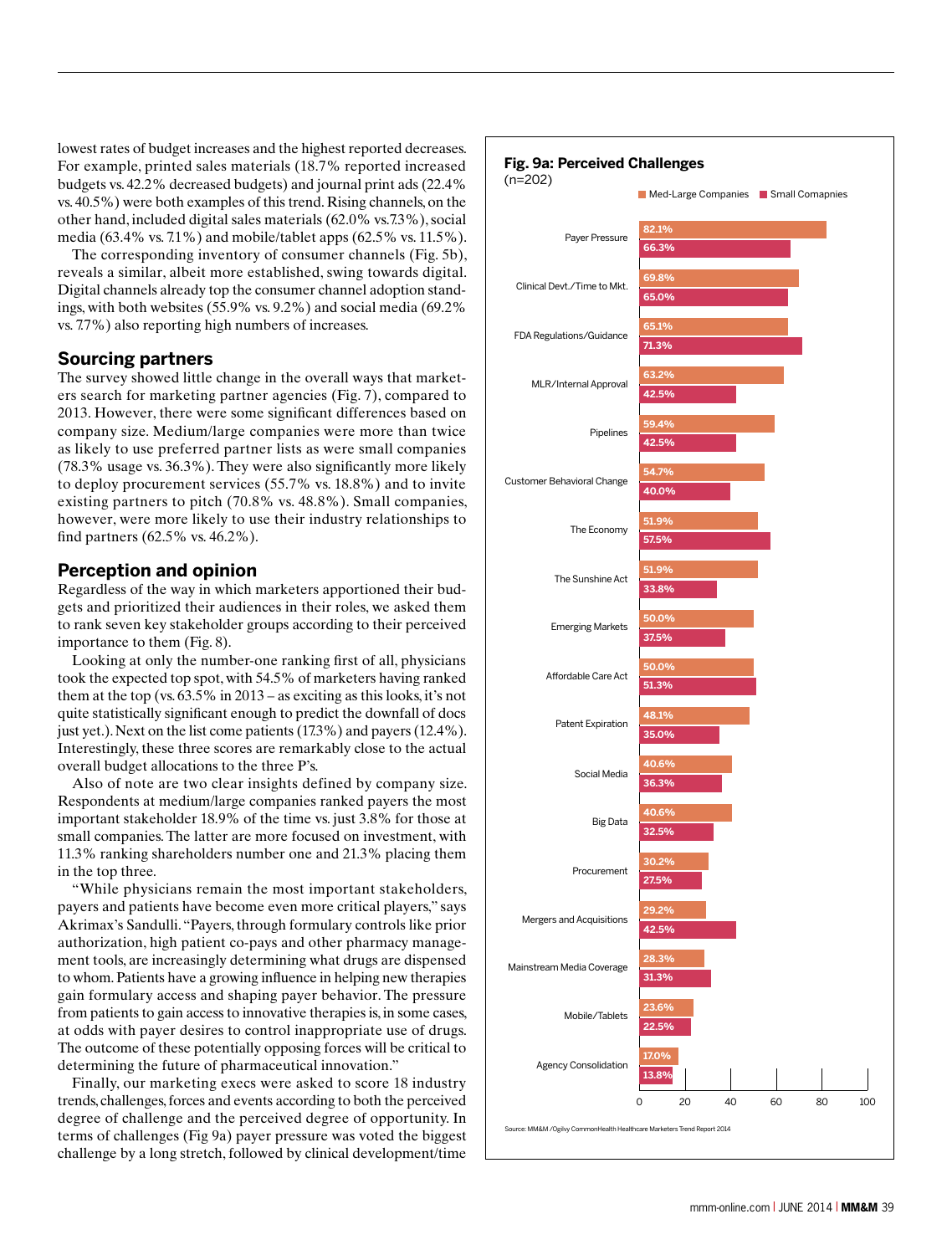lowest rates of budget increases and the highest reported decreases. For example, printed sales materials (18.7% reported increased budgets vs. 42.2% decreased budgets) and journal print ads (22.4% vs. 40.5%) were both examples of this trend. Rising channels, on the other hand, included digital sales materials (62.0% vs.7.3%), social media (63.4% vs. 7.1%) and mobile/tablet apps (62.5% vs. 11.5%).

The corresponding inventory of consumer channels (Fig. 5b), reveals a similar, albeit more established, swing towards digital. Digital channels already top the consumer channel adoption standings, with both websites (55.9% vs. 9.2%) and social media (69.2% vs. 7.7%) also reporting high numbers of increases.

## Sourcing partners

The survey showed little change in the overall ways that marketers search for marketing partner agencies (Fig. 7), compared to 2013. However, there were some significant differences based on company size. Medium/large companies were more than twice as likely to use preferred partner lists as were small companies (78.3% usage vs. 36.3%). They were also significantly more likely to deploy procurement services (55.7% vs. 18.8%) and to invite existing partners to pitch (70.8% vs. 48.8%). Small companies, however, were more likely to use their industry relationships to find partners (62.5% vs. 46.2%).

## Perception and opinion

Regardless of the way in which marketers apportioned their budgets and prioritized their audiences in their roles, we asked them to rank seven key stakeholder groups according to their perceived importance to them (Fig. 8).

Looking at only the number-one ranking first of all, physicians took the expected top spot, with 54.5% of marketers having ranked them at the top (vs. 63.5% in 2013 – as exciting as this looks, it's not quite statistically significant enough to predict the downfall of docs just yet.). Next on the list come patients (17.3%) and payers (12.4%). Interestingly, these three scores are remarkably close to the actual overall budget allocations to the three P's.

Also of note are two clear insights defined by company size. Respondents at medium/large companies ranked payers the most important stakeholder 18.9% of the time vs. just 3.8% for those at small companies. The latter are more focused on investment, with 11.3% ranking shareholders number one and 21.3% placing them in the top three.

"While physicians remain the most important stakeholders, payers and patients have become even more critical players," says Akrimax's Sandulli. "Payers, through formulary controls like prior authorization, high patient co-pays and other pharmacy management tools, are increasingly determining what drugs are dispensed to whom. Patients have a growing influence in helping new therapies gain formulary access and shaping payer behavior. The pressure from patients to gain access to innovative therapies is, in some cases, at odds with payer desires to control inappropriate use of drugs. The outcome of these potentially opposing forces will be critical to determining the future of pharmaceutical innovation."

Finally, our marketing execs were asked to score 18 industry trends, challenges, forces and events according to both the perceived degree of challenge and the perceived degree of opportunity. In terms of challenges (Fig 9a) payer pressure was voted the biggest challenge by a long stretch, followed by clinical development/time

**Fig. 9a: Perceived Challenges**
(n=202)

| Challenge | Med-Large Companies | Small Comapnies |
|---|---|---|
| Payer Pressure | 82.1% | 66.3% |
| Clinical Devt./Time to Mkt. | 69.8% | 65.0% |
| FDA Regulations/Guidance | 65.1% | 71.3% |
| MLR/Internal Approval | 63.2% | 42.5% |
| Pipelines | 59.4% | 42.5% |
| Customer Behavioral Change | 54.7% | 40.0% |
| The Economy | 51.9% | 57.5% |
| The Sunshine Act | 51.9% | 33.8% |
| Emerging Markets | 50.0% | 37.5% |
| Affordable Care Act | 50.0% | 51.3% |
| Patent Expiration | 48.1% | 35.0% |
| Social Media | 40.6% | 36.3% |
| Big Data | 40.6% | 32.5% |
| Procurement | 30.2% | 27.5% |
| Mergers and Acquisitions | 29.2% | 42.5% |
| Mainstream Media Coverage | 28.3% | 31.3% |
| Mobile/Tablets | 23.6% | 22.5% |
| Agency Consolidation | 17.0% | 13.8% |

Source: MM&M /Ogilvy CommonHealth Healthcare Marketers Trend Report 2014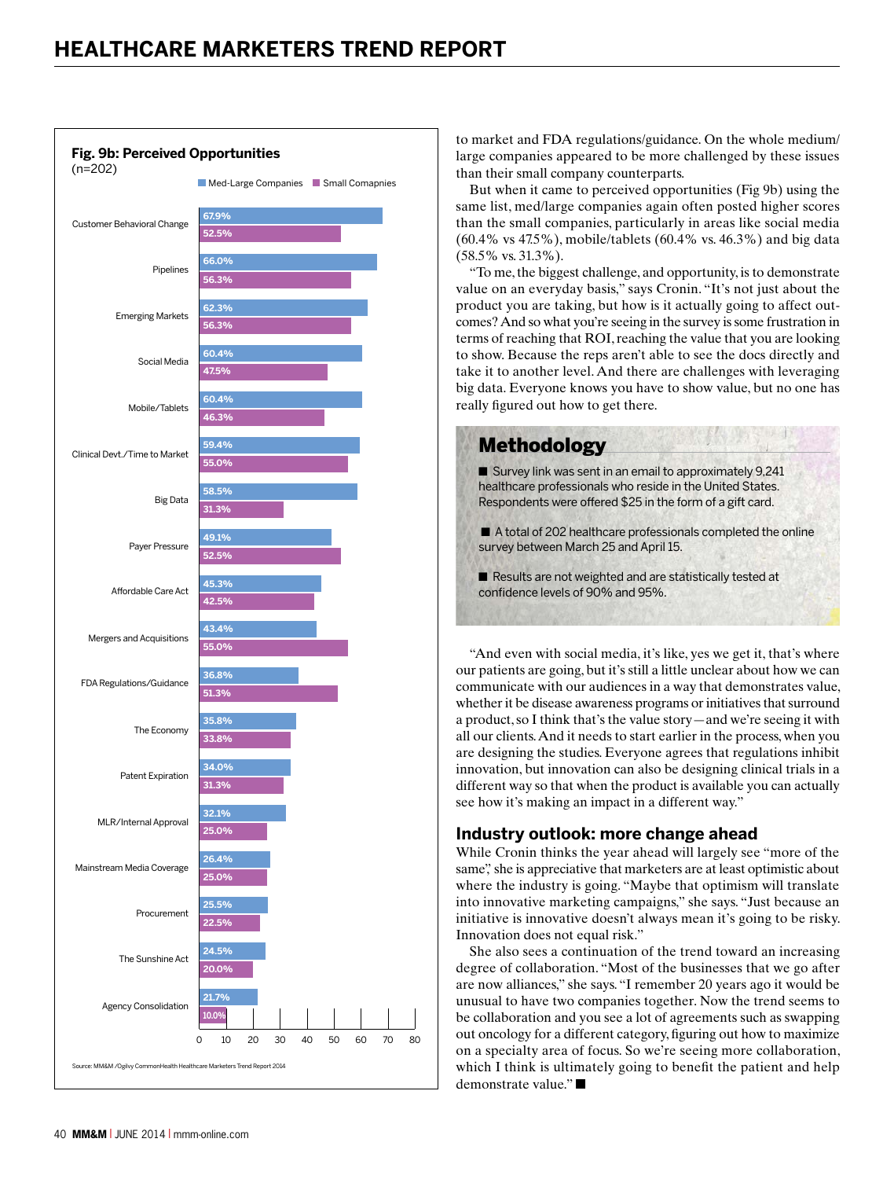## Fig. 9b: Perceived Opportunities

(n=202)

Med-Large Companies | Small Comapnies

Customer Behavioral Change
67.9%
52.5%

Pipelines
66.0%
56.3%

Emerging Markets
62.3%
56.3%

Social Media
60.4%
47.5%

Mobile/Tablets
60.4%
46.3%

Clinical Devt./Time to Market
59.4%
55.0%

Big Data
58.5%
31.3%

Payer Pressure
49.1%
52.5%

Affordable Care Act
45.3%
42.5%

Mergers and Acquisitions
43.4%
55.0%

FDA Regulations/Guidance
36.8%
51.3%

The Economy
35.8%
33.8%

Patent Expiration
34.0%
31.3%

MLR/Internal Approval
32.1%
25.0%

Mainstream Media Coverage
26.4%
25.0%

Procurement
25.5%
22.5%

The Sunshine Act
24.5%
20.0%

Agency Consolidation
21.7%
10.0%

0 10 20 30 40 50 60 70 80

Source: MM&M /Ogilvy CommonHealth Healthcare Marketers Trend Report 2014

to market and FDA regulations/guidance. On the whole medium/large companies appeared to be more challenged by these issues than their small company counterparts.

But when it came to perceived opportunities (Fig 9b) using the same list, med/large companies again often posted higher scores than the small companies, particularly in areas like social media (60.4% vs 47.5%), mobile/tablets (60.4% vs. 46.3%) and big data (58.5% vs. 31.3%).

"To me, the biggest challenge, and opportunity, is to demonstrate value on an everyday basis," says Cronin. "It's not just about the product you are taking, but how is it actually going to affect outcomes? And so what you're seeing in the survey is some frustration in terms of reaching that ROI, reaching the value that you are looking to show. Because the reps aren't able to see the docs directly and take it to another level. And there are challenges with leveraging big data. Everyone knows you have to show value, but no one has really figured out how to get there.

## Methodology

- Survey link was sent in an email to approximately 9,241 healthcare professionals who reside in the United States. Respondents were offered $25 in the form of a gift card.
- A total of 202 healthcare professionals completed the online survey between March 25 and April 15.
- Results are not weighted and are statistically tested at confidence levels of 90% and 95%.

"And even with social media, it's like, yes we get it, that's where our patients are going, but it's still a little unclear about how we can communicate with our audiences in a way that demonstrates value, whether it be disease awareness programs or initiatives that surround a product, so I think that's the value story—and we're seeing it with all our clients. And it needs to start earlier in the process, when you are designing the studies. Everyone agrees that regulations inhibit innovation, but innovation can also be designing clinical trials in a different way so that when the product is available you can actually see how it's making an impact in a different way."

## Industry outlook: more change ahead

While Cronin thinks the year ahead will largely see "more of the same", she is appreciative that marketers are at least optimistic about where the industry is going. "Maybe that optimism will translate into innovative marketing campaigns," she says. "Just because an initiative is innovative doesn't always mean it's going to be risky. Innovation does not equal risk."

She also sees a continuation of the trend toward an increasing degree of collaboration. "Most of the businesses that we go after are now alliances," she says. "I remember 20 years ago it would be unusual to have two companies together. Now the trend seems to be collaboration and you see a lot of agreements such as swapping out oncology for a different category, figuring out how to maximize on a specialty area of focus. So we're seeing more collaboration, which I think is ultimately going to benefit the patient and help demonstrate value." ■